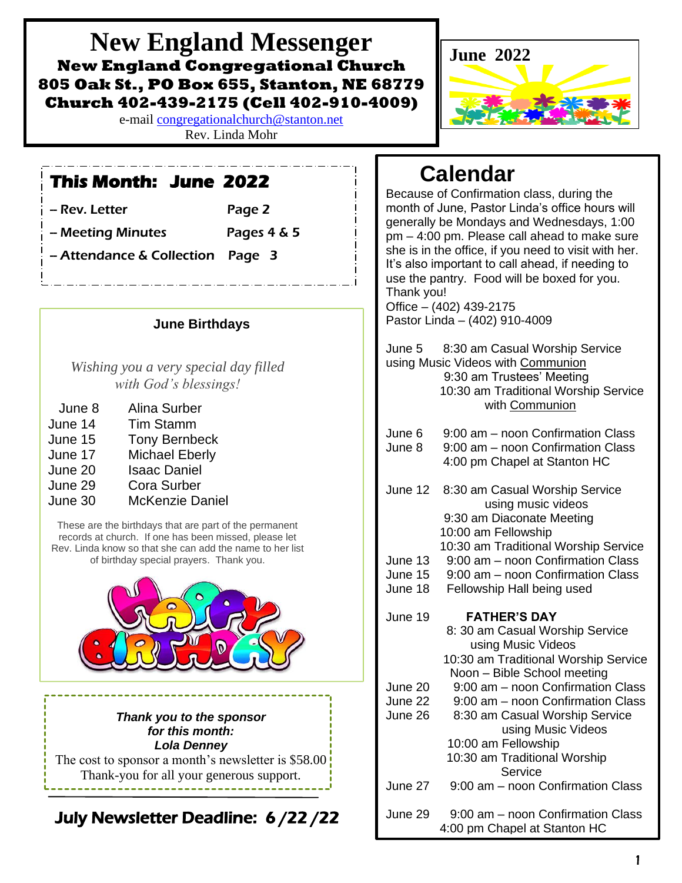# New England Messenger

**New England Congregational Church**
**805 Oak St., PO Box 655, Stanton, NE 68779**
**Church 402-439-2175 (Cell 402-910-4009)**

e-mail congregationalchurch@stanton.net
Rev. Linda Mohr

**June 2022**

## This Month: June 2022

– Rev. Letter — Page 2
– Meeting Minutes — Pages 4 & 5
– Attendance & Collection — Page 3

## June Birthdays

*Wishing you a very special day filled with God's blessings!*

| | |
|---|---|
| June 8 | Alina Surber |
| June 14 | Tim Stamm |
| June 15 | Tony Bernbeck |
| June 17 | Michael Eberly |
| June 20 | Isaac Daniel |
| June 29 | Cora Surber |
| June 30 | McKenzie Daniel |

These are the birthdays that are part of the permanent records at church. If one has been missed, please let Rev. Linda know so that she can add the name to her list of birthday special prayers. Thank you.

***Thank you to the sponsor for this month:***
***Lola Denney***

The cost to sponsor a month's newsletter is $58.00
Thank-you for all your generous support.

**July Newsletter Deadline: 6 /22 /22**

## Calendar

Because of Confirmation class, during the month of June, Pastor Linda's office hours will generally be Mondays and Wednesdays, 1:00 pm – 4:00 pm. Please call ahead to make sure she is in the office, if you need to visit with her. It's also important to call ahead, if needing to use the pantry. Food will be boxed for you. Thank you!
Office – (402) 439-2175
Pastor Linda – (402) 910-4009

June 5 — 8:30 am Casual Worship Service using Music Videos with Communion
9:30 am Trustees' Meeting
10:30 am Traditional Worship Service with Communion

June 6 — 9:00 am – noon Confirmation Class
June 8 — 9:00 am – noon Confirmation Class
4:00 pm Chapel at Stanton HC

June 12 — 8:30 am Casual Worship Service using music videos
9:30 am Diaconate Meeting
10:00 am Fellowship
10:30 am Traditional Worship Service
June 13 — 9:00 am – noon Confirmation Class
June 15 — 9:00 am – noon Confirmation Class
June 18 — Fellowship Hall being used

June 19 — **FATHER'S DAY**
8: 30 am Casual Worship Service using Music Videos
10:30 am Traditional Worship Service
Noon – Bible School meeting
June 20 — 9:00 am – noon Confirmation Class
June 22 — 9:00 am – noon Confirmation Class
June 26 — 8:30 am Casual Worship Service using Music Videos
10:00 am Fellowship
10:30 am Traditional Worship Service
June 27 — 9:00 am – noon Confirmation Class

June 29 — 9:00 am – noon Confirmation Class
4:00 pm Chapel at Stanton HC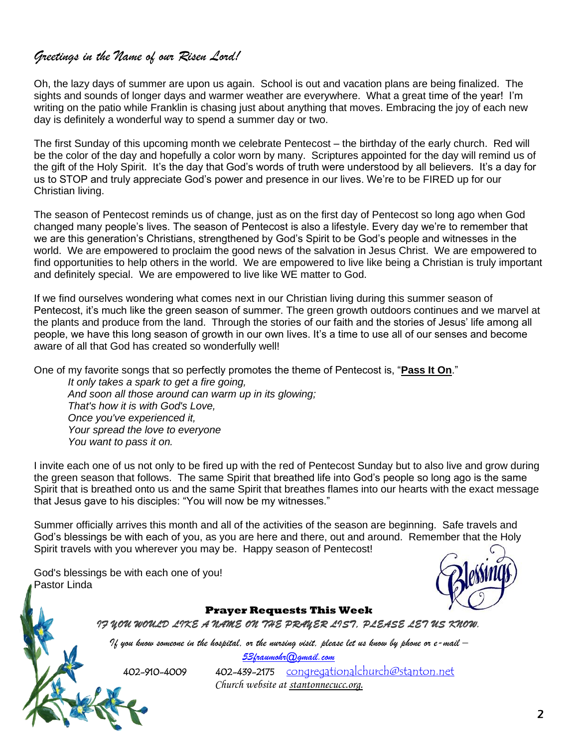## *Greetings in the Name of our Risen Lord!*

Oh, the lazy days of summer are upon us again. School is out and vacation plans are being finalized. The sights and sounds of longer days and warmer weather are everywhere. What a great time of the year! I'm writing on the patio while Franklin is chasing just about anything that moves. Embracing the joy of each new day is definitely a wonderful way to spend a summer day or two.

The first Sunday of this upcoming month we celebrate Pentecost – the birthday of the early church. Red will be the color of the day and hopefully a color worn by many. Scriptures appointed for the day will remind us of the gift of the Holy Spirit. It's the day that God's words of truth were understood by all believers. It's a day for us to STOP and truly appreciate God's power and presence in our lives. We're to be FIRED up for our Christian living.

The season of Pentecost reminds us of change, just as on the first day of Pentecost so long ago when God changed many people's lives. The season of Pentecost is also a lifestyle. Every day we're to remember that we are this generation's Christians, strengthened by God's Spirit to be God's people and witnesses in the world. We are empowered to proclaim the good news of the salvation in Jesus Christ. We are empowered to find opportunities to help others in the world. We are empowered to live like being a Christian is truly important and definitely special. We are empowered to live like WE matter to God.

If we find ourselves wondering what comes next in our Christian living during this summer season of Pentecost, it's much like the green season of summer. The green growth outdoors continues and we marvel at the plants and produce from the land. Through the stories of our faith and the stories of Jesus' life among all people, we have this long season of growth in our own lives. It's a time to use all of our senses and become aware of all that God has created so wonderfully well!

One of my favorite songs that so perfectly promotes the theme of Pentecost is, "**Pass It On**."

*It only takes a spark to get a fire going,*
*And soon all those around can warm up in its glowing;*
*That's how it is with God's Love,*
*Once you've experienced it,*
*Your spread the love to everyone*
*You want to pass it on.*

I invite each one of us not only to be fired up with the red of Pentecost Sunday but to also live and grow during the green season that follows. The same Spirit that breathed life into God's people so long ago is the same Spirit that is breathed onto us and the same Spirit that breathes flames into our hearts with the exact message that Jesus gave to his disciples: "You will now be my witnesses."

Summer officially arrives this month and all of the activities of the season are beginning. Safe travels and God's blessings be with each of you, as you are here and there, out and around. Remember that the Holy Spirit travels with you wherever you may be. Happy season of Pentecost!

God's blessings be with each one of you!
Pastor Linda

Blessings

**Prayer Requests This Week**

*IF YOU WOULD LIKE A NAME ON THE PRAYER LIST, PLEASE LET US KNOW.*

*If you know someone in the hospital, or the nursing visit, please let us know by phone or e-mail –*
53fraumohr@gmail.com

402-910-4009 402-439-2175 congregationalchurch@stanton.net

*Church website at* stantonnecucc.org.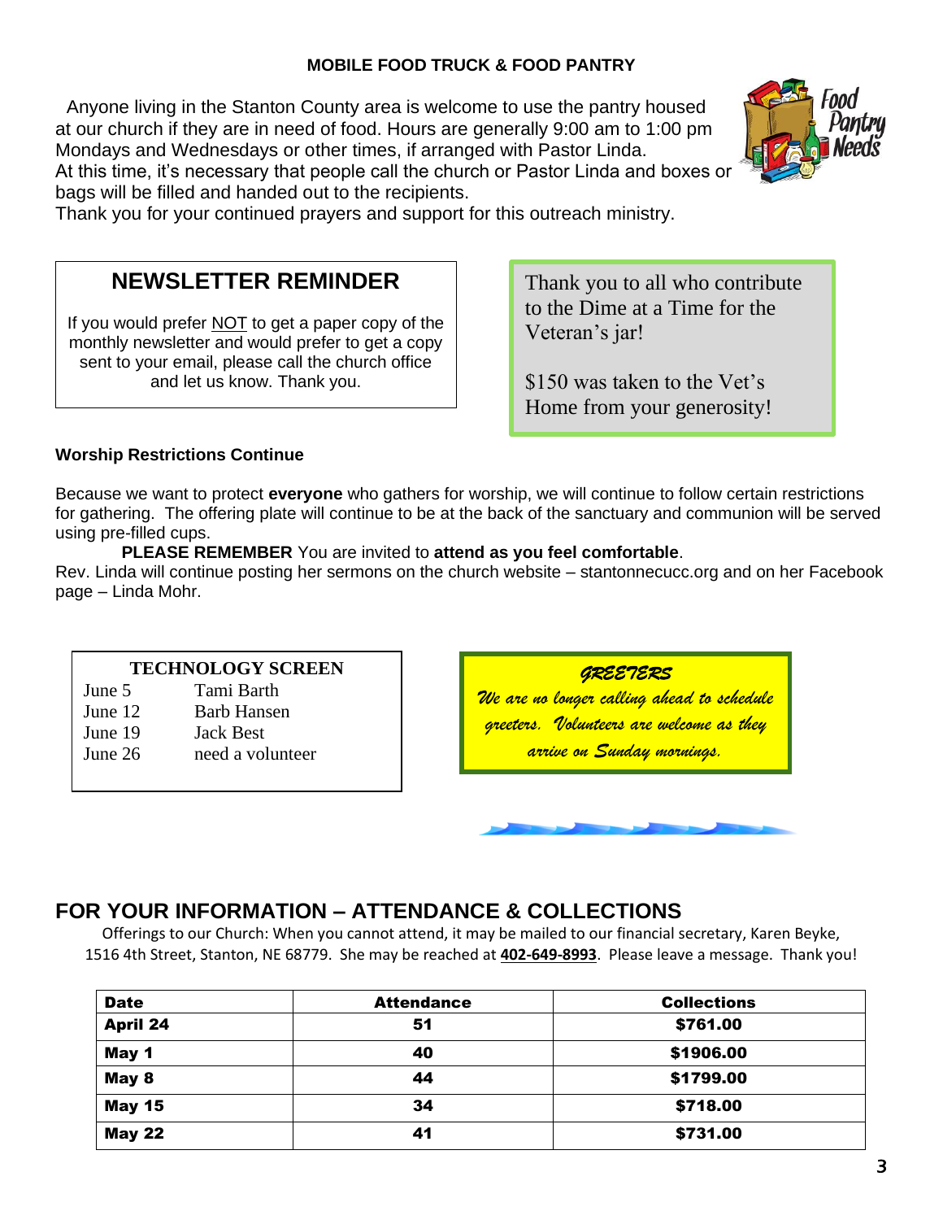### MOBILE FOOD TRUCK & FOOD PANTRY

Anyone living in the Stanton County area is welcome to use the pantry housed at our church if they are in need of food. Hours are generally 9:00 am to 1:00 pm Mondays and Wednesdays or other times, if arranged with Pastor Linda. At this time, it's necessary that people call the church or Pastor Linda and boxes or bags will be filled and handed out to the recipients.
Thank you for your continued prayers and support for this outreach ministry.

## NEWSLETTER REMINDER

If you would prefer NOT to get a paper copy of the monthly newsletter and would prefer to get a copy sent to your email, please call the church office and let us know. Thank you.

Thank you to all who contribute to the Dime at a Time for the Veteran's jar!

$150 was taken to the Vet's Home from your generosity!

**Worship Restrictions Continue**

Because we want to protect **everyone** who gathers for worship, we will continue to follow certain restrictions for gathering. The offering plate will continue to be at the back of the sanctuary and communion will be served using pre-filled cups.

**PLEASE REMEMBER** You are invited to **attend as you feel comfortable**.
Rev. Linda will continue posting her sermons on the church website – stantonnecucc.org and on her Facebook page – Linda Mohr.

**TECHNOLOGY SCREEN**

| | |
|---|---|
| June 5 | Tami Barth |
| June 12 | Barb Hansen |
| June 19 | Jack Best |
| June 26 | need a volunteer |

***GREETERS***

*We are no longer calling ahead to schedule greeters. Volunteers are welcome as they arrive on Sunday mornings.*

## FOR YOUR INFORMATION – ATTENDANCE & COLLECTIONS

Offerings to our Church: When you cannot attend, it may be mailed to our financial secretary, Karen Beyke, 1516 4th Street, Stanton, NE 68779. She may be reached at **402-649-8993**. Please leave a message. Thank you!

| Date | Attendance | Collections |
|---|---|---|
| April 24 | 51 | $761.00 |
| May 1 | 40 | $1906.00 |
| May 8 | 44 | $1799.00 |
| May 15 | 34 | $718.00 |
| May 22 | 41 | $731.00 |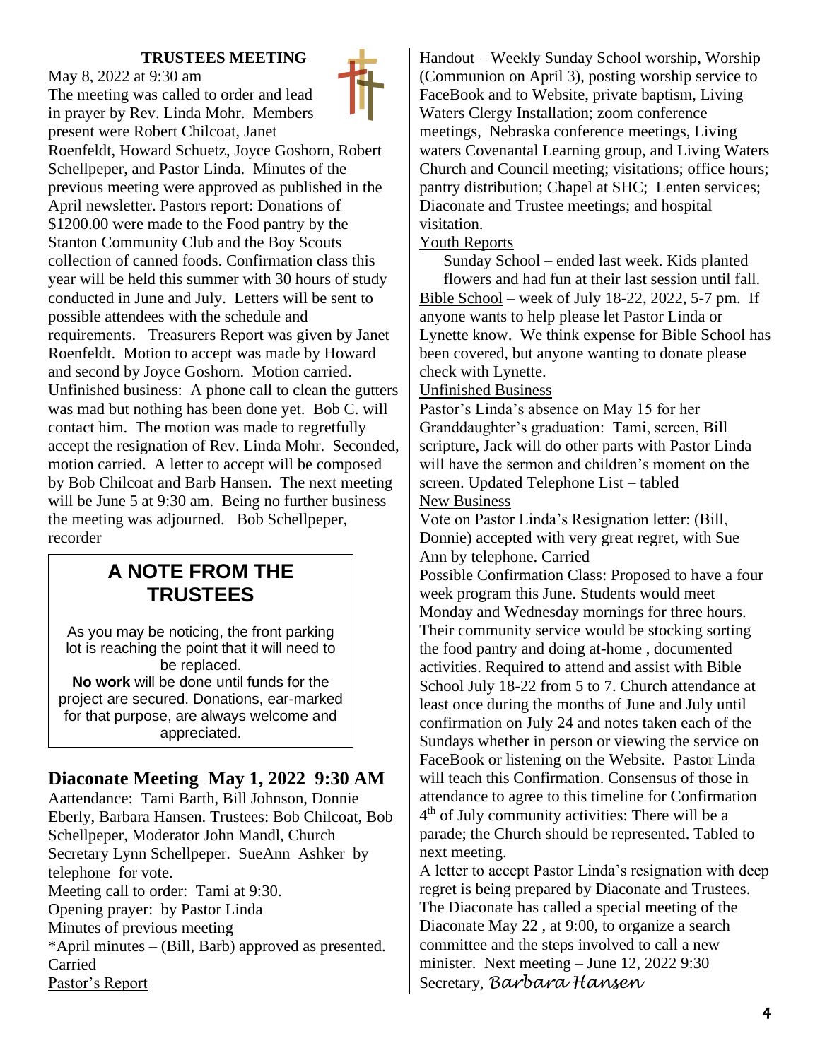## TRUSTEES MEETING

May 8, 2022 at 9:30 am

The meeting was called to order and lead in prayer by Rev. Linda Mohr. Members present were Robert Chilcoat, Janet Roenfeldt, Howard Schuetz, Joyce Goshorn, Robert Schellpeper, and Pastor Linda. Minutes of the previous meeting were approved as published in the April newsletter. Pastors report: Donations of $1200.00 were made to the Food pantry by the Stanton Community Club and the Boy Scouts collection of canned foods. Confirmation class this year will be held this summer with 30 hours of study conducted in June and July. Letters will be sent to possible attendees with the schedule and requirements. Treasurers Report was given by Janet Roenfeldt. Motion to accept was made by Howard and second by Joyce Goshorn. Motion carried. Unfinished business: A phone call to clean the gutters was mad but nothing has been done yet. Bob C. will contact him. The motion was made to regretfully accept the resignation of Rev. Linda Mohr. Seconded, motion carried. A letter to accept will be composed by Bob Chilcoat and Barb Hansen. The next meeting will be June 5 at 9:30 am. Being no further business the meeting was adjourned. Bob Schellpeper, recorder

## A NOTE FROM THE TRUSTEES

As you may be noticing, the front parking lot is reaching the point that it will need to be replaced.

**No work** will be done until funds for the project are secured. Donations, ear-marked for that purpose, are always welcome and appreciated.

## Diaconate Meeting May 1, 2022 9:30 AM

Aattendance: Tami Barth, Bill Johnson, Donnie Eberly, Barbara Hansen. Trustees: Bob Chilcoat, Bob Schellpeper, Moderator John Mandl, Church Secretary Lynn Schellpeper. SueAnn Ashker by telephone for vote.

Meeting call to order: Tami at 9:30.

Opening prayer: by Pastor Linda

Minutes of previous meeting

*April minutes – (Bill, Barb) approved as presented. Carried

Pastor's Report

Handout – Weekly Sunday School worship, Worship (Communion on April 3), posting worship service to FaceBook and to Website, private baptism, Living Waters Clergy Installation; zoom conference meetings, Nebraska conference meetings, Living waters Covenantal Learning group, and Living Waters Church and Council meeting; visitations; office hours; pantry distribution; Chapel at SHC; Lenten services; Diaconate and Trustee meetings; and hospital visitation.

Youth Reports

Sunday School – ended last week. Kids planted flowers and had fun at their last session until fall.

Bible School – week of July 18-22, 2022, 5-7 pm. If anyone wants to help please let Pastor Linda or Lynette know. We think expense for Bible School has been covered, but anyone wanting to donate please check with Lynette.

Unfinished Business

Pastor's Linda's absence on May 15 for her Granddaughter's graduation: Tami, screen, Bill scripture, Jack will do other parts with Pastor Linda will have the sermon and children's moment on the screen. Updated Telephone List – tabled

New Business

Vote on Pastor Linda's Resignation letter: (Bill, Donnie) accepted with very great regret, with Sue Ann by telephone. Carried

Possible Confirmation Class: Proposed to have a four week program this June. Students would meet Monday and Wednesday mornings for three hours. Their community service would be stocking sorting the food pantry and doing at-home , documented activities. Required to attend and assist with Bible School July 18-22 from 5 to 7. Church attendance at least once during the months of June and July until confirmation on July 24 and notes taken each of the Sundays whether in person or viewing the service on FaceBook or listening on the Website. Pastor Linda will teach this Confirmation. Consensus of those in attendance to agree to this timeline for Confirmation

4th of July community activities: There will be a parade; the Church should be represented. Tabled to next meeting.

A letter to accept Pastor Linda's resignation with deep regret is being prepared by Diaconate and Trustees. The Diaconate has called a special meeting of the Diaconate May 22 , at 9:00, to organize a search committee and the steps involved to call a new minister. Next meeting – June 12, 2022 9:30

Secretary, *Barbara Hansen*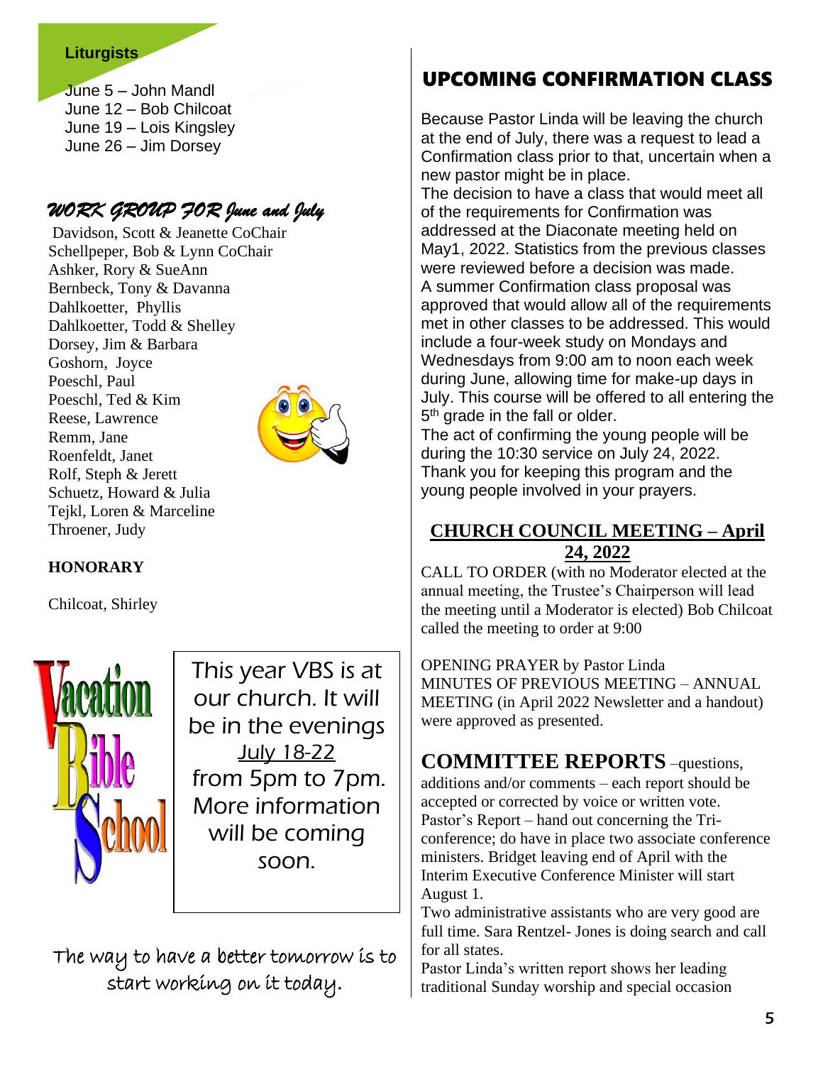**Liturgists**

June 5 – John Mandl
June 12 – Bob Chilcoat
June 19 – Lois Kingsley
June 26 – Jim Dorsey

## *WORK GROUP FOR June and July*

Davidson, Scott & Jeanette CoChair
Schellpeper, Bob & Lynn CoChair
Ashker, Rory & SueAnn
Bernbeck, Tony & Davanna
Dahlkoetter, Phyllis
Dahlkoetter, Todd & Shelley
Dorsey, Jim & Barbara
Goshorn, Joyce
Poeschl, Paul
Poeschl, Ted & Kim
Reese, Lawrence
Remm, Jane
Roenfeldt, Janet
Rolf, Steph & Jerett
Schuetz, Howard & Julia
Tejkl, Loren & Marceline
Throener, Judy

**HONORARY**

Chilcoat, Shirley

Vacation Bible School

This year VBS is at our church. It will be in the evenings <u>July 18-22</u> from 5pm to 7pm. More information will be coming soon.

The way to have a better tomorrow is to start working on it today.

## UPCOMING CONFIRMATION CLASS

Because Pastor Linda will be leaving the church at the end of July, there was a request to lead a Confirmation class prior to that, uncertain when a new pastor might be in place.
The decision to have a class that would meet all of the requirements for Confirmation was addressed at the Diaconate meeting held on May1, 2022. Statistics from the previous classes were reviewed before a decision was made.
A summer Confirmation class proposal was approved that would allow all of the requirements met in other classes to be addressed. This would include a four-week study on Mondays and Wednesdays from 9:00 am to noon each week during June, allowing time for make-up days in July. This course will be offered to all entering the 5th grade in the fall or older.
The act of confirming the young people will be during the 10:30 service on July 24, 2022.
Thank you for keeping this program and the young people involved in your prayers.

## CHURCH COUNCIL MEETING – April 24, 2022

CALL TO ORDER (with no Moderator elected at the annual meeting, the Trustee's Chairperson will lead the meeting until a Moderator is elected) Bob Chilcoat called the meeting to order at 9:00

OPENING PRAYER by Pastor Linda
MINUTES OF PREVIOUS MEETING – ANNUAL MEETING (in April 2022 Newsletter and a handout) were approved as presented.

**COMMITTEE REPORTS** –questions, additions and/or comments – each report should be accepted or corrected by voice or written vote.
Pastor's Report – hand out concerning the Tri-conference; do have in place two associate conference ministers. Bridget leaving end of April with the Interim Executive Conference Minister will start August 1.
Two administrative assistants who are very good are full time. Sara Rentzel- Jones is doing search and call for all states.
Pastor Linda's written report shows her leading traditional Sunday worship and special occasion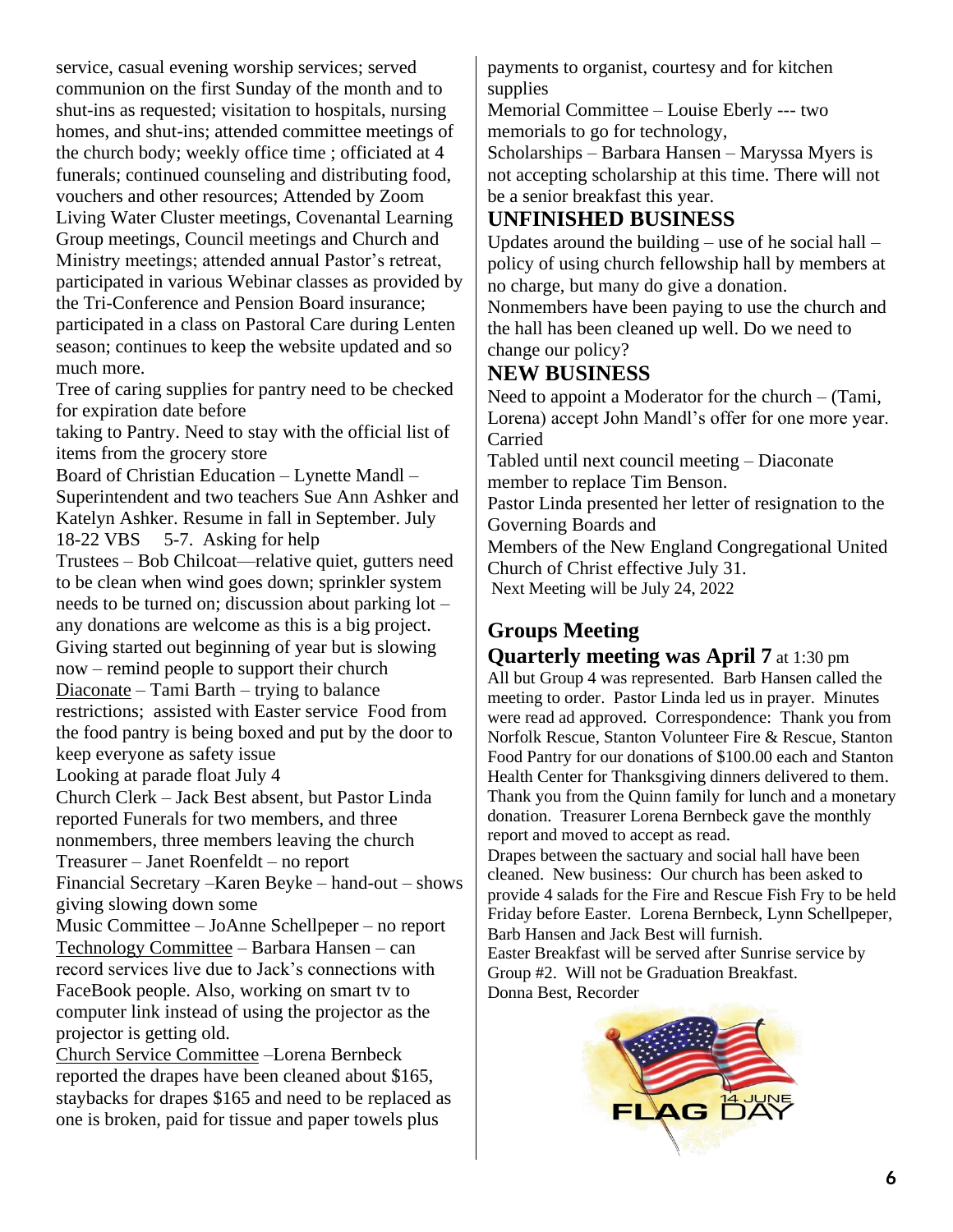service, casual evening worship services; served communion on the first Sunday of the month and to shut-ins as requested; visitation to hospitals, nursing homes, and shut-ins; attended committee meetings of the church body; weekly office time ; officiated at 4 funerals; continued counseling and distributing food, vouchers and other resources; Attended by Zoom Living Water Cluster meetings, Covenantal Learning Group meetings, Council meetings and Church and Ministry meetings; attended annual Pastor's retreat, participated in various Webinar classes as provided by the Tri-Conference and Pension Board insurance; participated in a class on Pastoral Care during Lenten season; continues to keep the website updated and so much more.

Tree of caring supplies for pantry need to be checked for expiration date before taking to Pantry. Need to stay with the official list of items from the grocery store

Board of Christian Education – Lynette Mandl – Superintendent and two teachers Sue Ann Ashker and Katelyn Ashker. Resume in fall in September. July 18-22 VBS 5-7. Asking for help

Trustees – Bob Chilcoat—relative quiet, gutters need to be clean when wind goes down; sprinkler system needs to be turned on; discussion about parking lot – any donations are welcome as this is a big project. Giving started out beginning of year but is slowing now – remind people to support their church

Diaconate – Tami Barth – trying to balance restrictions; assisted with Easter service Food from the food pantry is being boxed and put by the door to keep everyone as safety issue

Looking at parade float July 4

Church Clerk – Jack Best absent, but Pastor Linda reported Funerals for two members, and three nonmembers, three members leaving the church

Treasurer – Janet Roenfeldt – no report

Financial Secretary –Karen Beyke – hand-out – shows giving slowing down some

Music Committee – JoAnne Schellpeper – no report

Technology Committee – Barbara Hansen – can record services live due to Jack's connections with FaceBook people. Also, working on smart tv to computer link instead of using the projector as the projector is getting old.

Church Service Committee –Lorena Bernbeck reported the drapes have been cleaned about $165, staybacks for drapes $165 and need to be replaced as one is broken, paid for tissue and paper towels plus payments to organist, courtesy and for kitchen supplies

Memorial Committee – Louise Eberly --- two memorials to go for technology,

Scholarships – Barbara Hansen – Maryssa Myers is not accepting scholarship at this time. There will not be a senior breakfast this year.

## UNFINISHED BUSINESS

Updates around the building – use of he social hall – policy of using church fellowship hall by members at no charge, but many do give a donation.

Nonmembers have been paying to use the church and the hall has been cleaned up well. Do we need to change our policy?

## NEW BUSINESS

Need to appoint a Moderator for the church – (Tami, Lorena) accept John Mandl's offer for one more year. Carried

Tabled until next council meeting – Diaconate member to replace Tim Benson.

Pastor Linda presented her letter of resignation to the Governing Boards and Members of the New England Congregational United Church of Christ effective July 31.

Next Meeting will be July 24, 2022

## Groups Meeting

**Quarterly meeting was April 7** at 1:30 pm

All but Group 4 was represented. Barb Hansen called the meeting to order. Pastor Linda led us in prayer. Minutes were read ad approved. Correspondence: Thank you from Norfolk Rescue, Stanton Volunteer Fire & Rescue, Stanton Food Pantry for our donations of $100.00 each and Stanton Health Center for Thanksgiving dinners delivered to them. Thank you from the Quinn family for lunch and a monetary donation. Treasurer Lorena Bernbeck gave the monthly report and moved to accept as read.

Drapes between the sactuary and social hall have been cleaned. New business: Our church has been asked to provide 4 salads for the Fire and Rescue Fish Fry to be held Friday before Easter. Lorena Bernbeck, Lynn Schellpeper, Barb Hansen and Jack Best will furnish.

Easter Breakfast will be served after Sunrise service by Group #2. Will not be Graduation Breakfast.

Donna Best, Recorder

FLAG DAY 14 JUNE